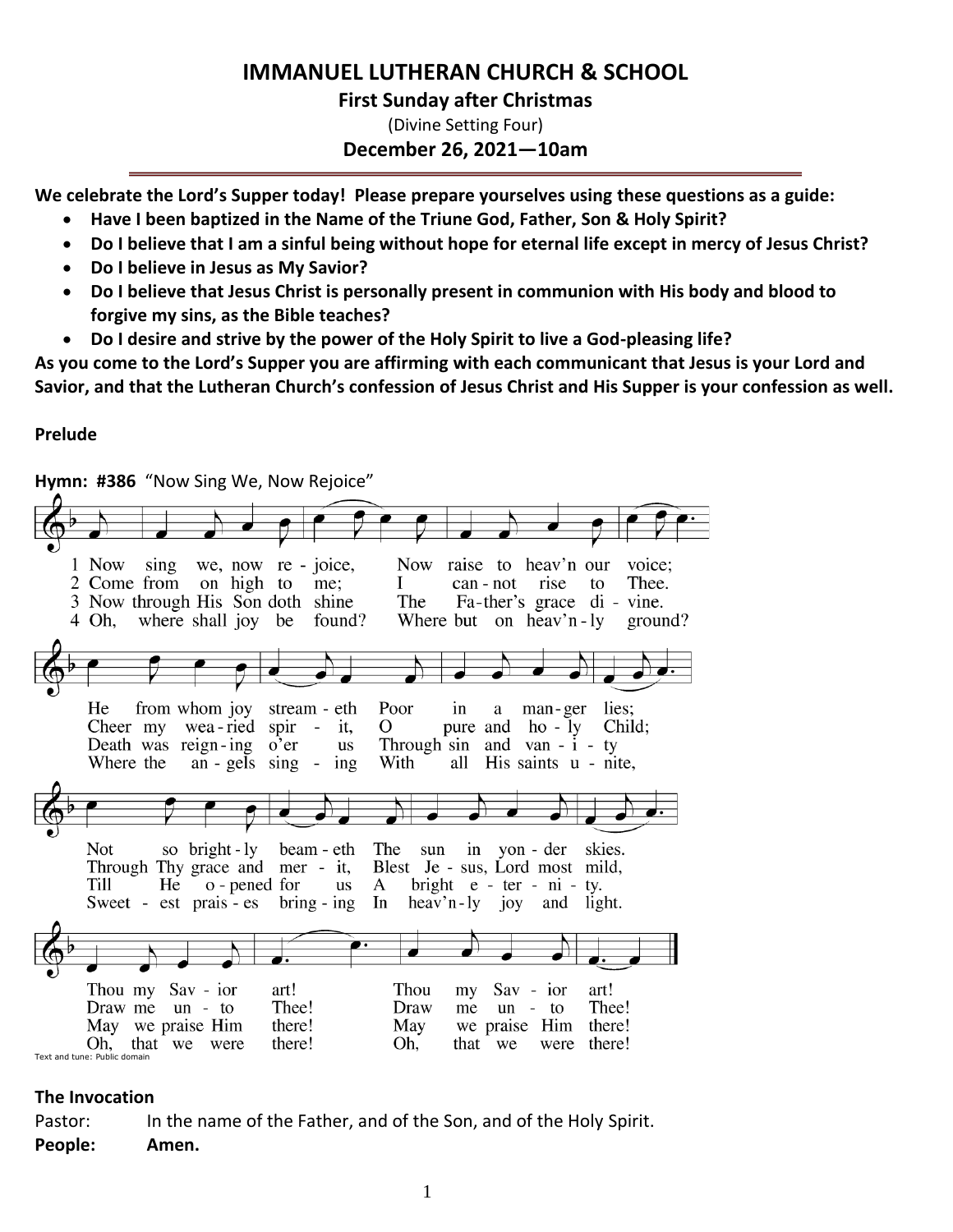# IMMANUEL LUTHERAN CHURCH & SCHOOL

**First Sunday after Christmas**

(Divine Setting Four)

**December 26, 2021—10am**

**We celebrate the Lord's Supper today! Please prepare yourselves using these questions as a guide:**

- **Have I been baptized in the Name of the Triune God, Father, Son & Holy Spirit?**
- **Do I believe that I am a sinful being without hope for eternal life except in mercy of Jesus Christ?**
- **Do I believe in Jesus as My Savior?**
- **Do I believe that Jesus Christ is personally present in communion with His body and blood to forgive my sins, as the Bible teaches?**
- **Do I desire and strive by the power of the Holy Spirit to live a God-pleasing life?**

**As you come to the Lord's Supper you are affirming with each communicant that Jesus is your Lord and Savior, and that the Lutheran Church's confession of Jesus Christ and His Supper is your confession as well.**

**Prelude**

**Hymn: #386** "Now Sing We, Now Rejoice"

1 Now sing we, now re-joice, Now raise to heav'n our voice;
He from whom joy stream-eth Poor in a man-ger lies;
Not so bright-ly beam-eth The sun in yon-der skies.
Thou my Sav-ior art! Thou my Sav-ior art!

2 Come from on high to me; I can-not rise to Thee.
Cheer my wea-ried spir-it, O pure and ho-ly Child;
Through Thy grace and mer-it, Blest Je-sus, Lord most mild,
Draw me un-to Thee! Draw me un-to Thee!

3 Now through His Son doth shine The Fa-ther's grace di-vine.
Death was reign-ing o'er us Through sin and van-i-ty
Till He o-pened for us A bright e-ter-ni-ty.
May we praise Him there! May we praise Him there!

4 Oh, where shall joy be found? Where but on heav'n-ly ground?
Where the an-gels sing-ing With all His saints u-nite,
Sweet-est prais-es bring-ing In heav'n-ly joy and light.
Oh, that we were there! Oh, that we were there!

Text and tune: Public domain

**The Invocation**

Pastor: In the name of the Father, and of the Son, and of the Holy Spirit.

**People: Amen.**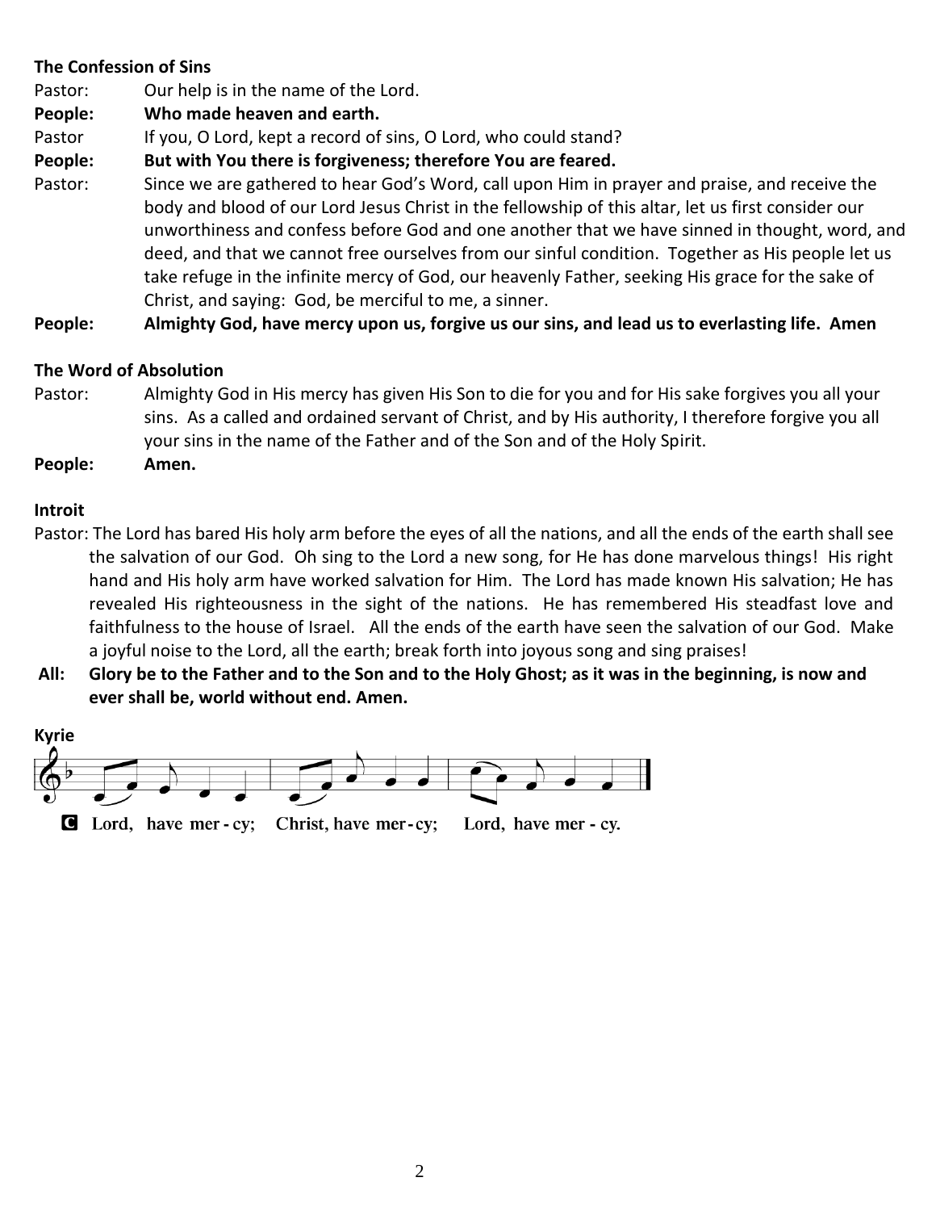**The Confession of Sins**

Pastor: Our help is in the name of the Lord.

**People: Who made heaven and earth.**

Pastor If you, O Lord, kept a record of sins, O Lord, who could stand?

**People: But with You there is forgiveness; therefore You are feared.**

Pastor: Since we are gathered to hear God's Word, call upon Him in prayer and praise, and receive the body and blood of our Lord Jesus Christ in the fellowship of this altar, let us first consider our unworthiness and confess before God and one another that we have sinned in thought, word, and deed, and that we cannot free ourselves from our sinful condition. Together as His people let us take refuge in the infinite mercy of God, our heavenly Father, seeking His grace for the sake of Christ, and saying: God, be merciful to me, a sinner.

**People: Almighty God, have mercy upon us, forgive us our sins, and lead us to everlasting life. Amen**

**The Word of Absolution**

Pastor: Almighty God in His mercy has given His Son to die for you and for His sake forgives you all your sins. As a called and ordained servant of Christ, and by His authority, I therefore forgive you all your sins in the name of the Father and of the Son and of the Holy Spirit.

**People: Amen.**

**Introit**

Pastor: The Lord has bared His holy arm before the eyes of all the nations, and all the ends of the earth shall see the salvation of our God. Oh sing to the Lord a new song, for He has done marvelous things! His right hand and His holy arm have worked salvation for Him. The Lord has made known His salvation; He has revealed His righteousness in the sight of the nations. He has remembered His steadfast love and faithfulness to the house of Israel. All the ends of the earth have seen the salvation of our God. Make a joyful noise to the Lord, all the earth; break forth into joyous song and sing praises!

**All: Glory be to the Father and to the Son and to the Holy Ghost; as it was in the beginning, is now and ever shall be, world without end. Amen.**

**Kyrie**

C Lord, have mer - cy; Christ, have mer - cy; Lord, have mer - cy.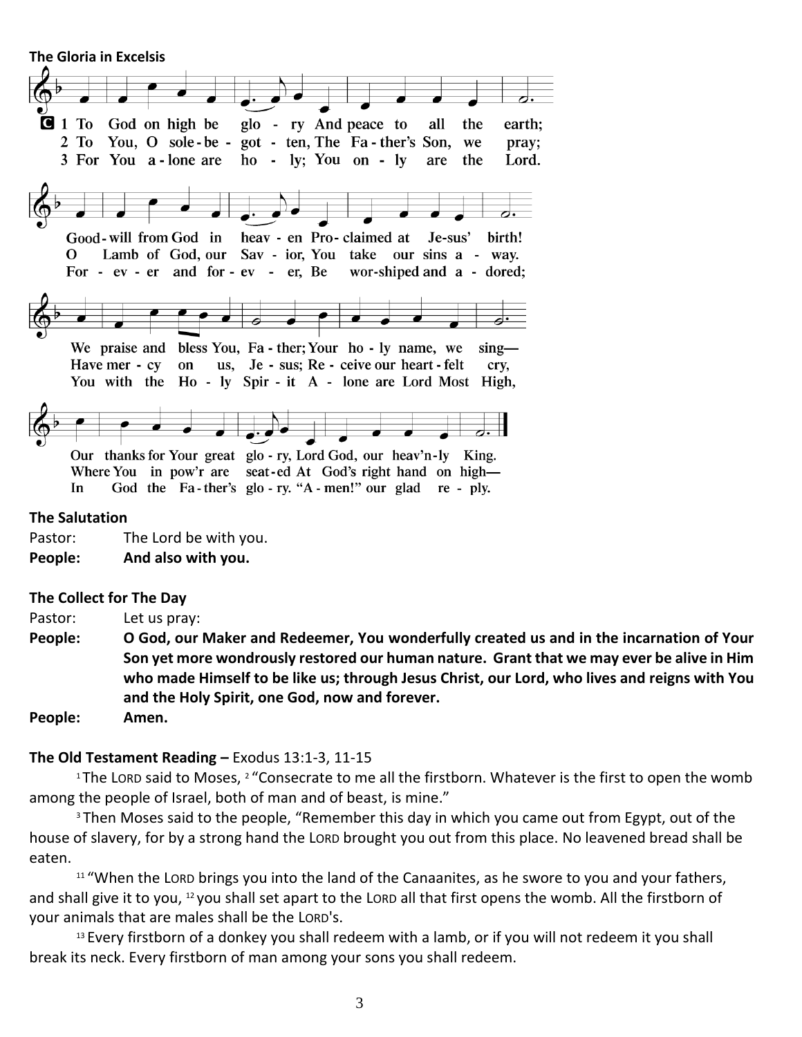**The Gloria in Excelsis**

1 To God on high be glory And peace to all the earth;
Good-will from God in heaven Proclaimed at Jesus' birth!
We praise and bless You, Father; Your holy name, we sing—
Our thanks for Your great glory, Lord God, our heav'nly King.

2 To You, O sole-begotten, The Father's Son, we pray;
O Lamb of God, our Savior, You take our sins away.
Have mercy on us, Jesus; Receive our heart-felt cry,
Where You in pow'r are seated At God's right hand on high—

3 For You alone are holy; You only are the Lord.
Forever and forever, Be worshiped and adored;
You with the Holy Spirit Alone are Lord Most High,
In God the Father's glory. "Amen!" our glad reply.

**The Salutation**

Pastor: The Lord be with you.
**People: And also with you.**

**The Collect for The Day**

Pastor: Let us pray:
**People: O God, our Maker and Redeemer, You wonderfully created us and in the incarnation of Your Son yet more wondrously restored our human nature. Grant that we may ever be alive in Him who made Himself to be like us; through Jesus Christ, our Lord, who lives and reigns with You and the Holy Spirit, one God, now and forever.**
**People: Amen.**

**The Old Testament Reading –** Exodus 13:1-3, 11-15

[1] The LORD said to Moses, [2] "Consecrate to me all the firstborn. Whatever is the first to open the womb among the people of Israel, both of man and of beast, is mine."

[3] Then Moses said to the people, "Remember this day in which you came out from Egypt, out of the house of slavery, for by a strong hand the LORD brought you out from this place. No leavened bread shall be eaten.

[11] "When the LORD brings you into the land of the Canaanites, as he swore to you and your fathers, and shall give it to you, [12] you shall set apart to the LORD all that first opens the womb. All the firstborn of your animals that are males shall be the LORD's.

[13] Every firstborn of a donkey you shall redeem with a lamb, or if you will not redeem it you shall break its neck. Every firstborn of man among your sons you shall redeem.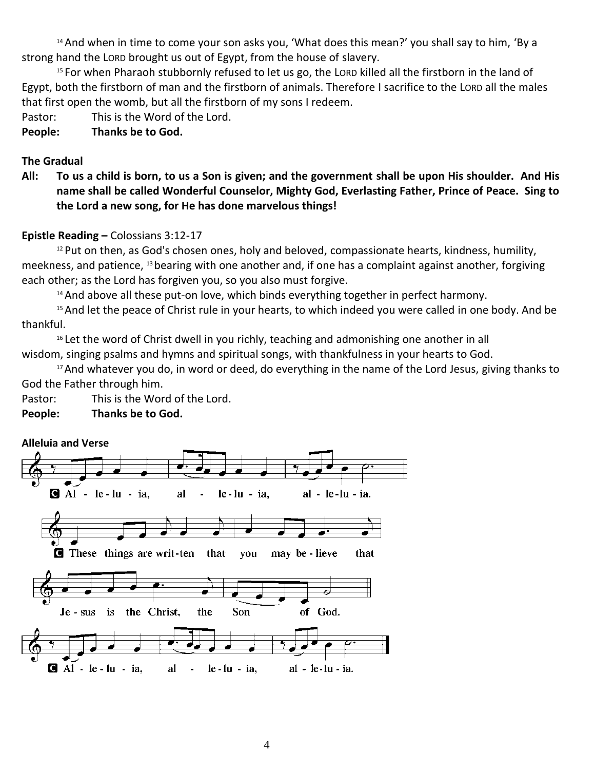[14] And when in time to come your son asks you, 'What does this mean?' you shall say to him, 'By a strong hand the LORD brought us out of Egypt, from the house of slavery.

[15] For when Pharaoh stubbornly refused to let us go, the LORD killed all the firstborn in the land of Egypt, both the firstborn of man and the firstborn of animals. Therefore I sacrifice to the LORD all the males that first open the womb, but all the firstborn of my sons I redeem.

Pastor: This is the Word of the Lord.
**People: Thanks be to God.**

**The Gradual**

**All: To us a child is born, to us a Son is given; and the government shall be upon His shoulder. And His name shall be called Wonderful Counselor, Mighty God, Everlasting Father, Prince of Peace. Sing to the Lord a new song, for He has done marvelous things!**

**Epistle Reading –** Colossians 3:12-17

[12] Put on then, as God's chosen ones, holy and beloved, compassionate hearts, kindness, humility, meekness, and patience, [13] bearing with one another and, if one has a complaint against another, forgiving each other; as the Lord has forgiven you, so you also must forgive.

[14] And above all these put-on love, which binds everything together in perfect harmony.

[15] And let the peace of Christ rule in your hearts, to which indeed you were called in one body. And be thankful.

[16] Let the word of Christ dwell in you richly, teaching and admonishing one another in all wisdom, singing psalms and hymns and spiritual songs, with thankfulness in your hearts to God.

[17] And whatever you do, in word or deed, do everything in the name of the Lord Jesus, giving thanks to God the Father through him.

Pastor: This is the Word of the Lord.
**People: Thanks be to God.**

**Alleluia and Verse**

C Al - le - lu - ia, al - le - lu - ia, al - le - lu - ia.

C These things are writ - ten that you may be - lieve that Je - sus is the Christ, the Son of God.

C Al - le - lu - ia, al - le - lu - ia, al - le - lu - ia.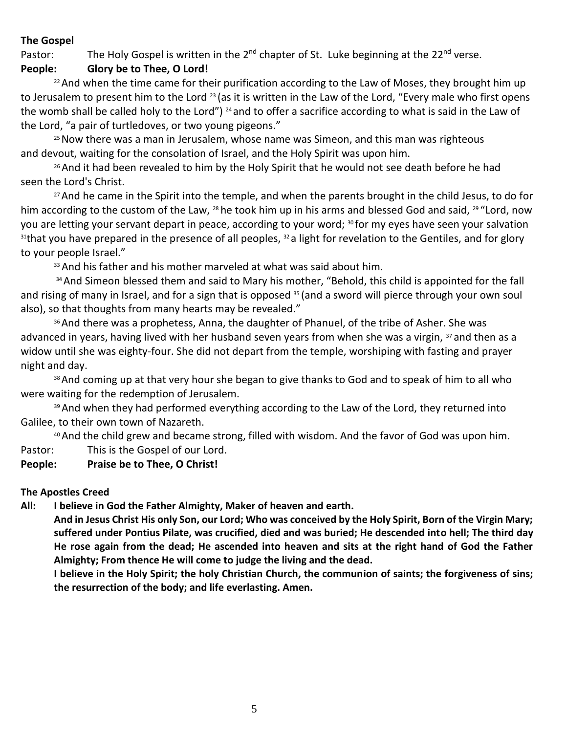**The Gospel**

Pastor: The Holy Gospel is written in the 2nd chapter of St. Luke beginning at the 22nd verse.

**People: Glory be to Thee, O Lord!**

[22] And when the time came for their purification according to the Law of Moses, they brought him up to Jerusalem to present him to the Lord [23] (as it is written in the Law of the Lord, "Every male who first opens the womb shall be called holy to the Lord") [24] and to offer a sacrifice according to what is said in the Law of the Lord, "a pair of turtledoves, or two young pigeons."

[25] Now there was a man in Jerusalem, whose name was Simeon, and this man was righteous and devout, waiting for the consolation of Israel, and the Holy Spirit was upon him.

[26] And it had been revealed to him by the Holy Spirit that he would not see death before he had seen the Lord's Christ.

[27] And he came in the Spirit into the temple, and when the parents brought in the child Jesus, to do for him according to the custom of the Law, [28] he took him up in his arms and blessed God and said, [29] "Lord, now you are letting your servant depart in peace, according to your word; [30] for my eyes have seen your salvation [31] that you have prepared in the presence of all peoples, [32] a light for revelation to the Gentiles, and for glory to your people Israel."

[33] And his father and his mother marveled at what was said about him.

[34] And Simeon blessed them and said to Mary his mother, "Behold, this child is appointed for the fall and rising of many in Israel, and for a sign that is opposed [35] (and a sword will pierce through your own soul also), so that thoughts from many hearts may be revealed."

[36] And there was a prophetess, Anna, the daughter of Phanuel, of the tribe of Asher. She was advanced in years, having lived with her husband seven years from when she was a virgin, [37] and then as a widow until she was eighty-four. She did not depart from the temple, worshiping with fasting and prayer night and day.

[38] And coming up at that very hour she began to give thanks to God and to speak of him to all who were waiting for the redemption of Jerusalem.

[39] And when they had performed everything according to the Law of the Lord, they returned into Galilee, to their own town of Nazareth.

[40] And the child grew and became strong, filled with wisdom. And the favor of God was upon him.

Pastor: This is the Gospel of our Lord.

**People: Praise be to Thee, O Christ!**

**The Apostles Creed**

**All: I believe in God the Father Almighty, Maker of heaven and earth.**

**And in Jesus Christ His only Son, our Lord; Who was conceived by the Holy Spirit, Born of the Virgin Mary; suffered under Pontius Pilate, was crucified, died and was buried; He descended into hell; The third day He rose again from the dead; He ascended into heaven and sits at the right hand of God the Father Almighty; From thence He will come to judge the living and the dead.**

**I believe in the Holy Spirit; the holy Christian Church, the communion of saints; the forgiveness of sins; the resurrection of the body; and life everlasting. Amen.**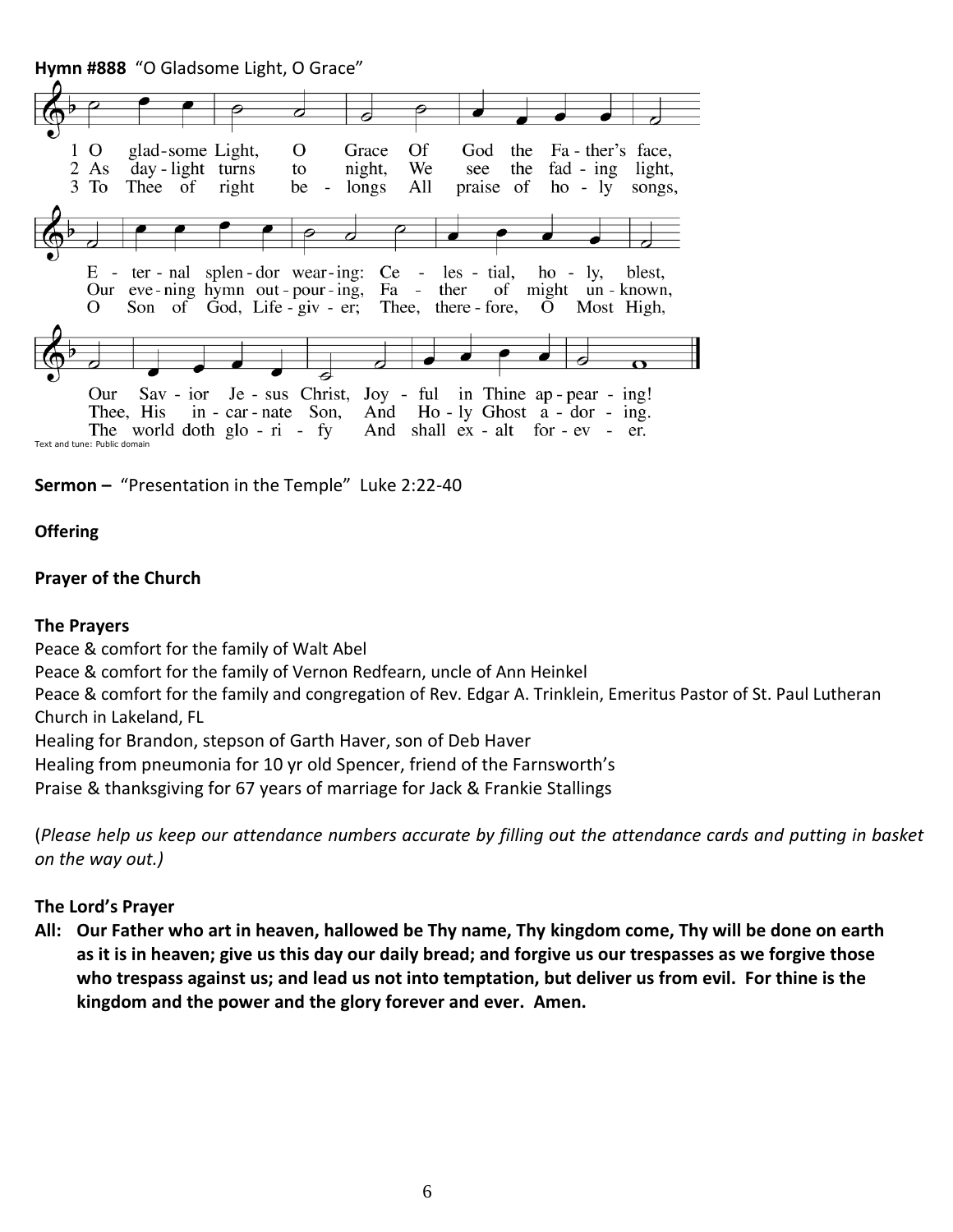**Hymn #888** "O Gladsome Light, O Grace"

1 O gladsome Light, O Grace Of God the Father's face, Eternal splendor wearing: Celestial, holy, blest, Our Savior Jesus Christ, Joyful in Thine appearing!

2 As daylight turns to night, We see the fading light, Our evening hymn outpouring, Father of might unknown, Thee, His incarnate Son, And Holy Ghost adoring.

3 To Thee of right belongs All praise of holy songs, O Son of God, Lifegiver; Thee, therefore, O Most High, The world doth glorify And shall exalt forever.

Text and tune: Public domain

**Sermon –** "Presentation in the Temple" Luke 2:22-40

**Offering**

**Prayer of the Church**

**The Prayers**

Peace & comfort for the family of Walt Abel
Peace & comfort for the family of Vernon Redfearn, uncle of Ann Heinkel
Peace & comfort for the family and congregation of Rev. Edgar A. Trinklein, Emeritus Pastor of St. Paul Lutheran Church in Lakeland, FL
Healing for Brandon, stepson of Garth Haver, son of Deb Haver
Healing from pneumonia for 10 yr old Spencer, friend of the Farnsworth's
Praise & thanksgiving for 67 years of marriage for Jack & Frankie Stallings

(*Please help us keep our attendance numbers accurate by filling out the attendance cards and putting in basket on the way out.)*

**The Lord's Prayer**

**All: Our Father who art in heaven, hallowed be Thy name, Thy kingdom come, Thy will be done on earth as it is in heaven; give us this day our daily bread; and forgive us our trespasses as we forgive those who trespass against us; and lead us not into temptation, but deliver us from evil. For thine is the kingdom and the power and the glory forever and ever. Amen.**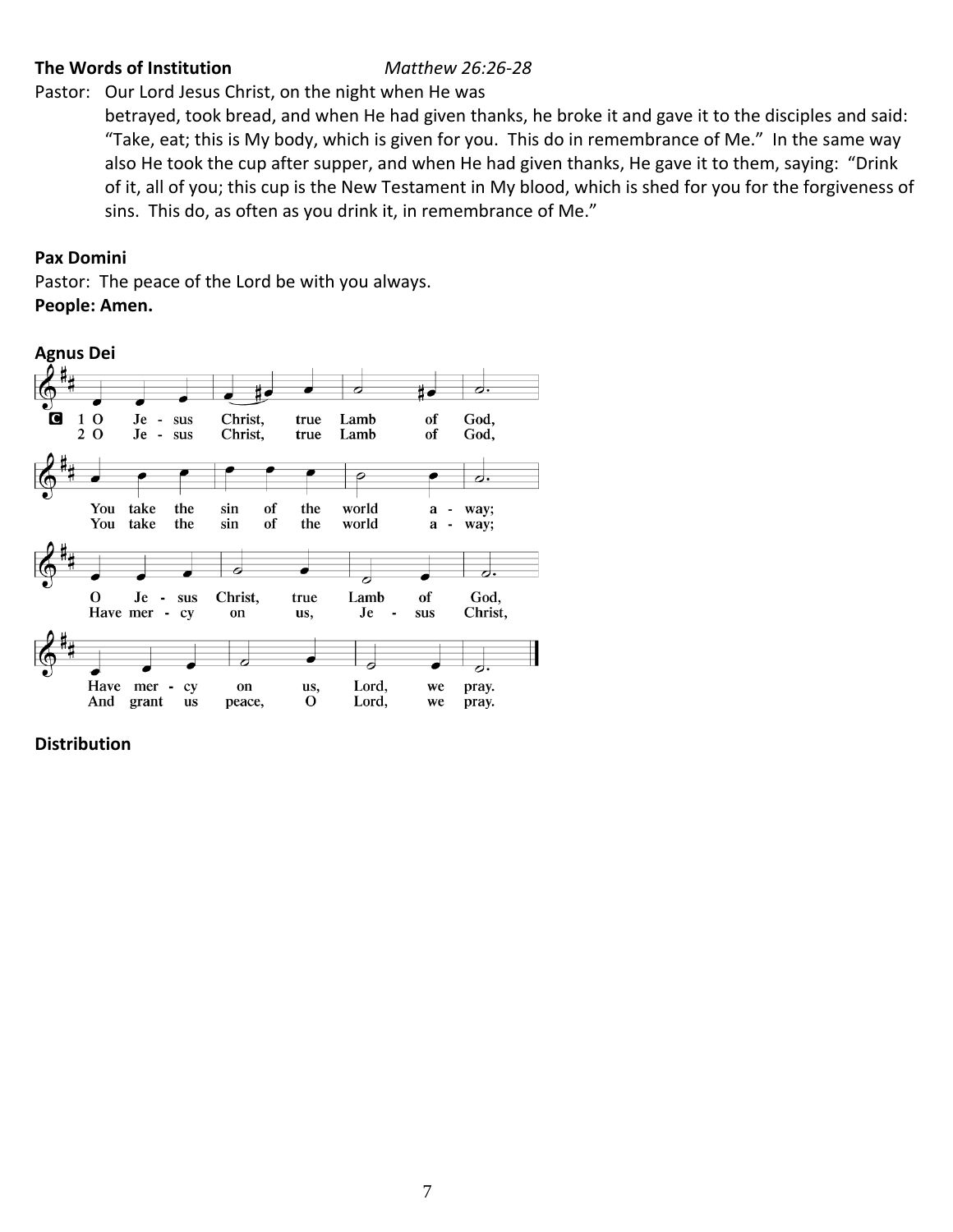**The Words of Institution** *Matthew 26:26-28*

Pastor: Our Lord Jesus Christ, on the night when He was betrayed, took bread, and when He had given thanks, he broke it and gave it to the disciples and said: "Take, eat; this is My body, which is given for you. This do in remembrance of Me." In the same way also He took the cup after supper, and when He had given thanks, He gave it to them, saying: "Drink of it, all of you; this cup is the New Testament in My blood, which is shed for you for the forgiveness of sins. This do, as often as you drink it, in remembrance of Me."

**Pax Domini**

Pastor: The peace of the Lord be with you always.

**People: Amen.**

**Agnus Dei**

C 1 O Jesus Christ, true Lamb of God,
You take the sin of the world away;
O Jesus Christ, true Lamb of God,
Have mercy on us, Lord, we pray.

2 O Jesus Christ, true Lamb of God,
You take the sin of the world away;
Have mercy on us, Jesus Christ,
And grant us peace, O Lord, we pray.

**Distribution**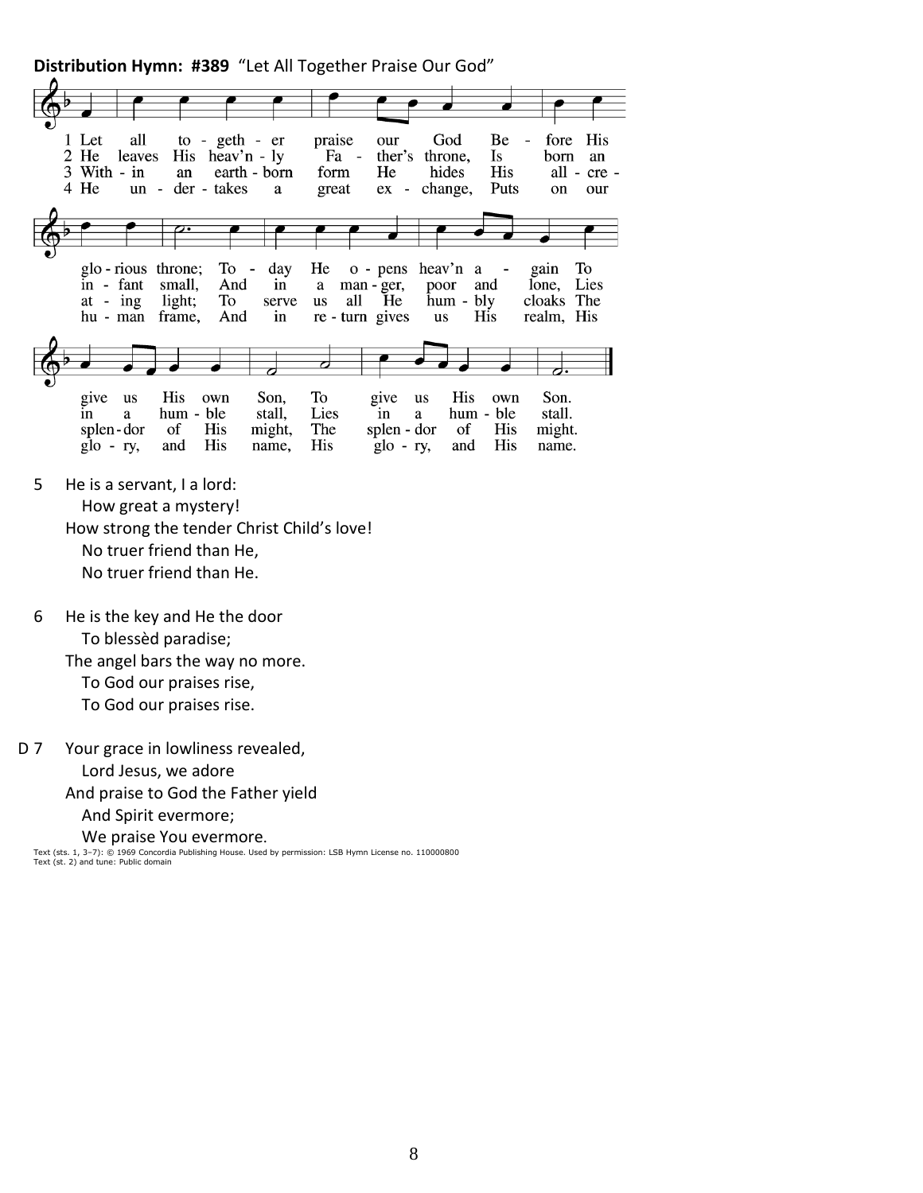**Distribution Hymn: #389** "Let All Together Praise Our God"

1 Let all together praise our God  
Before His glorious throne;  
Today He opens heav'n again  
To give us His own Son,  
To give us His own Son.

2 He leaves His heav'nly Father's throne,  
Is born an infant small,  
And in a manger, poor and lone,  
Lies in a humble stall,  
Lies in a humble stall.

3 Within an earthborn form He hides  
His all-creating light;  
To serve us all He humbly cloaks  
The splendor of His might,  
The splendor of His might.

4 He undertakes a great exchange,  
Puts on our human frame,  
And in return gives us His realm,  
His glory, and His name,  
His glory, and His name.

5 He is a servant, I a lord:  
How great a mystery!  
How strong the tender Christ Child's love!  
No truer friend than He,  
No truer friend than He.

6 He is the key and He the door  
To blessèd paradise;  
The angel bars the way no more.  
To God our praises rise,  
To God our praises rise.

D 7 Your grace in lowliness revealed,  
Lord Jesus, we adore  
And praise to God the Father yield  
And Spirit evermore;  
We praise You evermore.

Text (sts. 1, 3–7): © 1969 Concordia Publishing House. Used by permission: LSB Hymn License no. 110000800  
Text (st. 2) and tune: Public domain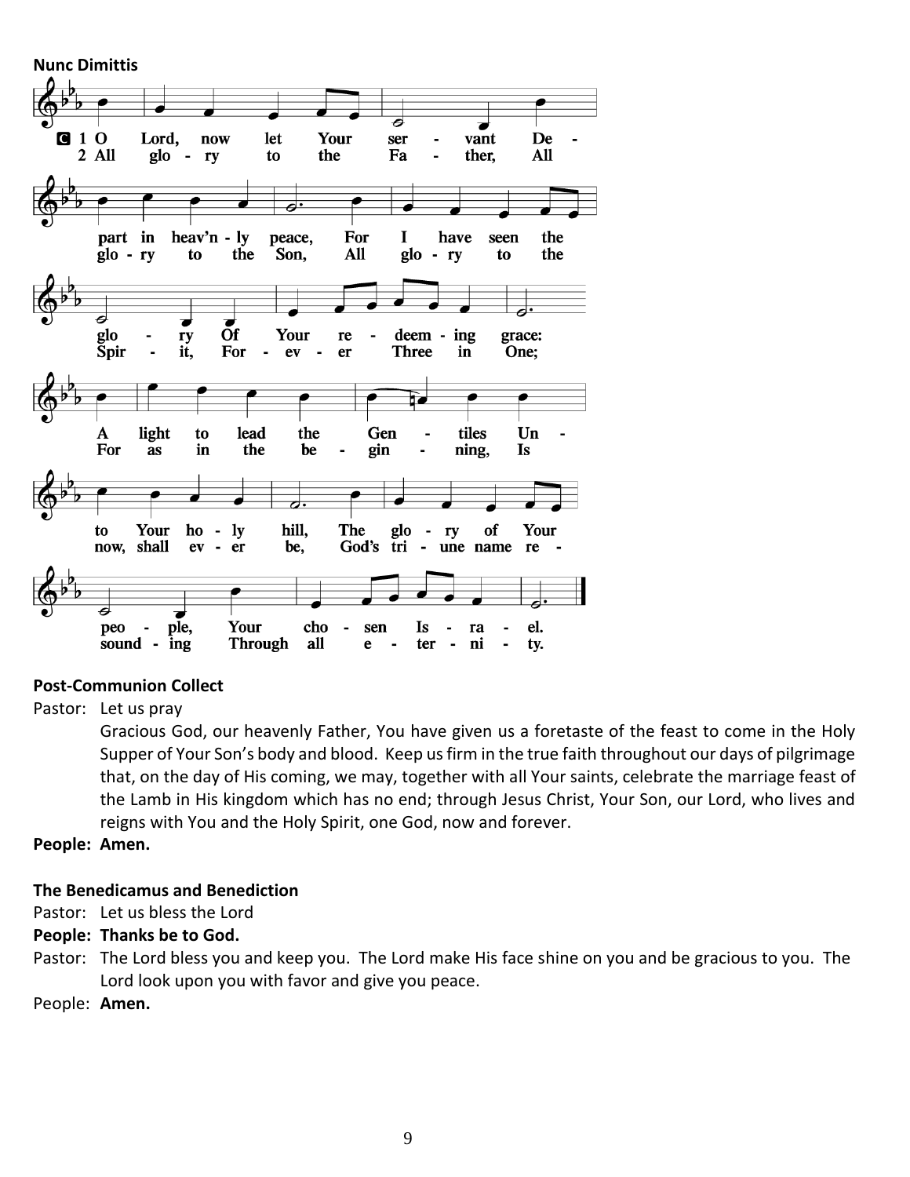**Nunc Dimittis**

1 O Lord, now let Your servant Depart in heav'nly peace, For I have seen the glory Of Your redeeming grace: A light to lead the Gentiles Unto Your holy hill, The glory of Your people, Your chosen Israel.

2 All glory to the Father, All glory to the Son, All glory to the Spirit, Forever Three in One; For as in the beginning, Is now, shall ever be, God's triune name resounding Through all eternity.

**Post-Communion Collect**

Pastor: Let us pray

Gracious God, our heavenly Father, You have given us a foretaste of the feast to come in the Holy Supper of Your Son's body and blood. Keep us firm in the true faith throughout our days of pilgrimage that, on the day of His coming, we may, together with all Your saints, celebrate the marriage feast of the Lamb in His kingdom which has no end; through Jesus Christ, Your Son, our Lord, who lives and reigns with You and the Holy Spirit, one God, now and forever.

**People: Amen.**

**The Benedicamus and Benediction**

Pastor: Let us bless the Lord

**People: Thanks be to God.**

Pastor: The Lord bless you and keep you. The Lord make His face shine on you and be gracious to you. The Lord look upon you with favor and give you peace.

People: **Amen.**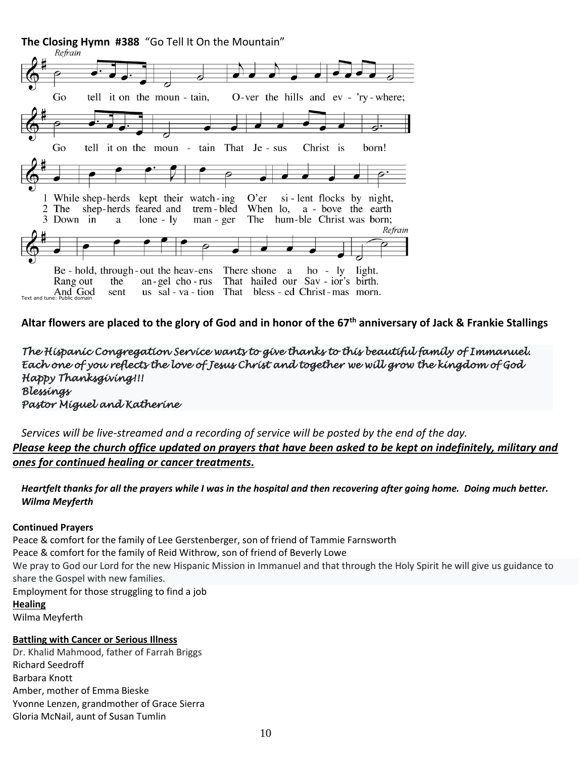**The Closing Hymn #388** "Go Tell It On the Mountain"

*Refrain*

Go tell it on the moun - tain, O-ver the hills and ev - 'ry - where;
Go tell it on the moun - tain That Je - sus Christ is born!

1 While shep-herds kept their watch-ing O'er si - lent flocks by night,
Be - hold, through-out the heav-ens There shone a ho - ly light.

2 The shep-herds feared and trem - bled When lo, a - bove the earth
Rang out the an - gel cho - rus That hailed our Sav - ior's birth.

3 Down in a lone - ly man - ger The hum-ble Christ was born;
And God sent us sal - va - tion That bless - ed Christ-mas morn.

*Refrain*

Text and tune: Public domain

**Altar flowers are placed to the glory of God and in honor of the 67th anniversary of Jack & Frankie Stallings**

*The Hispanic Congregation Service wants to give thanks to this beautiful family of Immanuel. Each one of you reflects the love of Jesus Christ and together we will grow the kingdom of God*
*Happy Thanksgiving!!!*
*Blessings*
*Pastor Miguel and Katherine*

*Services will be live-streamed and a recording of service will be posted by the end of the day.*

***Please keep the church office updated on prayers that have been asked to be kept on indefinitely, military and ones for continued healing or cancer treatments.***

***Heartfelt thanks for all the prayers while I was in the hospital and then recovering after going home. Doing much better. Wilma Meyferth***

**Continued Prayers**

Peace & comfort for the family of Lee Gerstenberger, son of friend of Tammie Farnsworth
Peace & comfort for the family of Reid Withrow, son of friend of Beverly Lowe
We pray to God our Lord for the new Hispanic Mission in Immanuel and that through the Holy Spirit he will give us guidance to share the Gospel with new families.
Employment for those struggling to find a job

**Healing**

Wilma Meyferth

**Battling with Cancer or Serious Illness**

Dr. Khalid Mahmood, father of Farrah Briggs
Richard Seedroff
Barbara Knott
Amber, mother of Emma Bieske
Yvonne Lenzen, grandmother of Grace Sierra
Gloria McNail, aunt of Susan Tumlin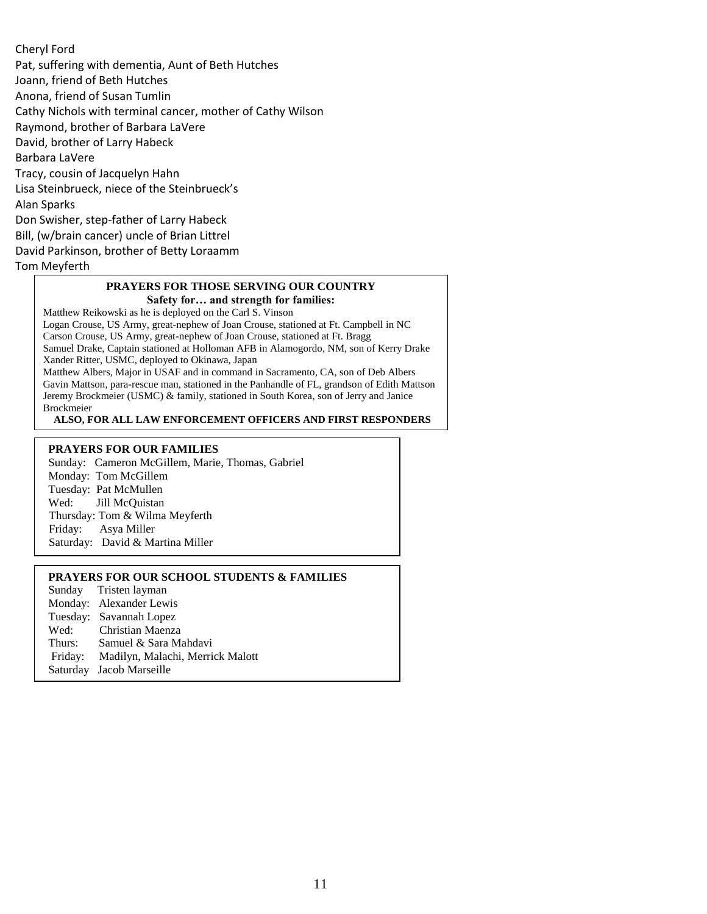Cheryl Ford
Pat, suffering with dementia, Aunt of Beth Hutches
Joann, friend of Beth Hutches
Anona, friend of Susan Tumlin
Cathy Nichols with terminal cancer, mother of Cathy Wilson
Raymond, brother of Barbara LaVere
David, brother of Larry Habeck
Barbara LaVere
Tracy, cousin of Jacquelyn Hahn
Lisa Steinbrueck, niece of the Steinbrueck's
Alan Sparks
Don Swisher, step-father of Larry Habeck
Bill, (w/brain cancer) uncle of Brian Littrel
David Parkinson, brother of Betty Loraamm
Tom Meyferth

**PRAYERS FOR THOSE SERVING OUR COUNTRY**

**Safety for… and strength for families:**

Matthew Reikowski as he is deployed on the Carl S. Vinson
Logan Crouse, US Army, great-nephew of Joan Crouse, stationed at Ft. Campbell in NC
Carson Crouse, US Army, great-nephew of Joan Crouse, stationed at Ft. Bragg
Samuel Drake, Captain stationed at Holloman AFB in Alamogordo, NM, son of Kerry Drake
Xander Ritter, USMC, deployed to Okinawa, Japan
Matthew Albers, Major in USAF and in command in Sacramento, CA, son of Deb Albers
Gavin Mattson, para-rescue man, stationed in the Panhandle of FL, grandson of Edith Mattson
Jeremy Brockmeier (USMC) & family, stationed in South Korea, son of Jerry and Janice Brockmeier

**ALSO, FOR ALL LAW ENFORCEMENT OFFICERS AND FIRST RESPONDERS**

**PRAYERS FOR OUR FAMILIES**

Sunday: Cameron McGillem, Marie, Thomas, Gabriel
Monday: Tom McGillem
Tuesday: Pat McMullen
Wed: Jill McQuistan
Thursday: Tom & Wilma Meyferth
Friday: Asya Miller
Saturday: David & Martina Miller

**PRAYERS FOR OUR SCHOOL STUDENTS & FAMILIES**

Sunday Tristen layman
Monday: Alexander Lewis
Tuesday: Savannah Lopez
Wed: Christian Maenza
Thurs: Samuel & Sara Mahdavi
Friday: Madilyn, Malachi, Merrick Malott
Saturday Jacob Marseille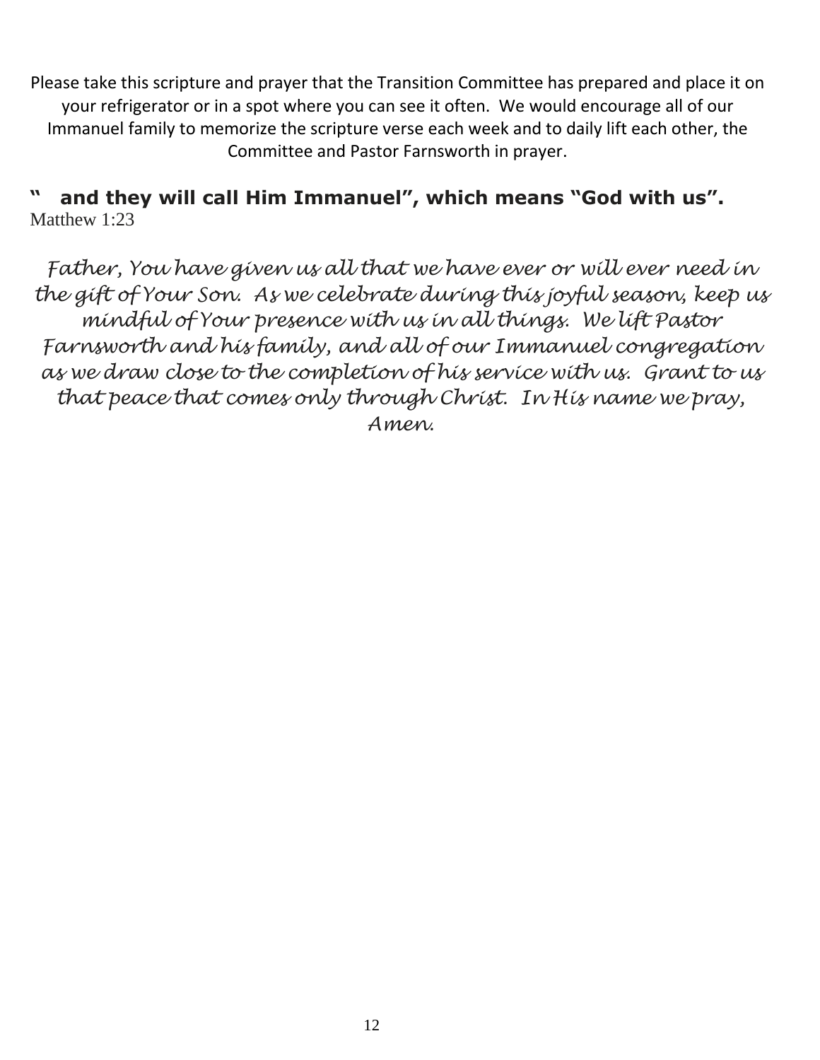Please take this scripture and prayer that the Transition Committee has prepared and place it on your refrigerator or in a spot where you can see it often. We would encourage all of our Immanuel family to memorize the scripture verse each week and to daily lift each other, the Committee and Pastor Farnsworth in prayer.

**" and they will call Him Immanuel", which means "God with us".**
Matthew 1:23

*Father, You have given us all that we have ever or will ever need in the gift of Your Son. As we celebrate during this joyful season, keep us mindful of Your presence with us in all things. We lift Pastor Farnsworth and his family, and all of our Immanuel congregation as we draw close to the completion of his service with us. Grant to us that peace that comes only through Christ. In His name we pray, Amen.*